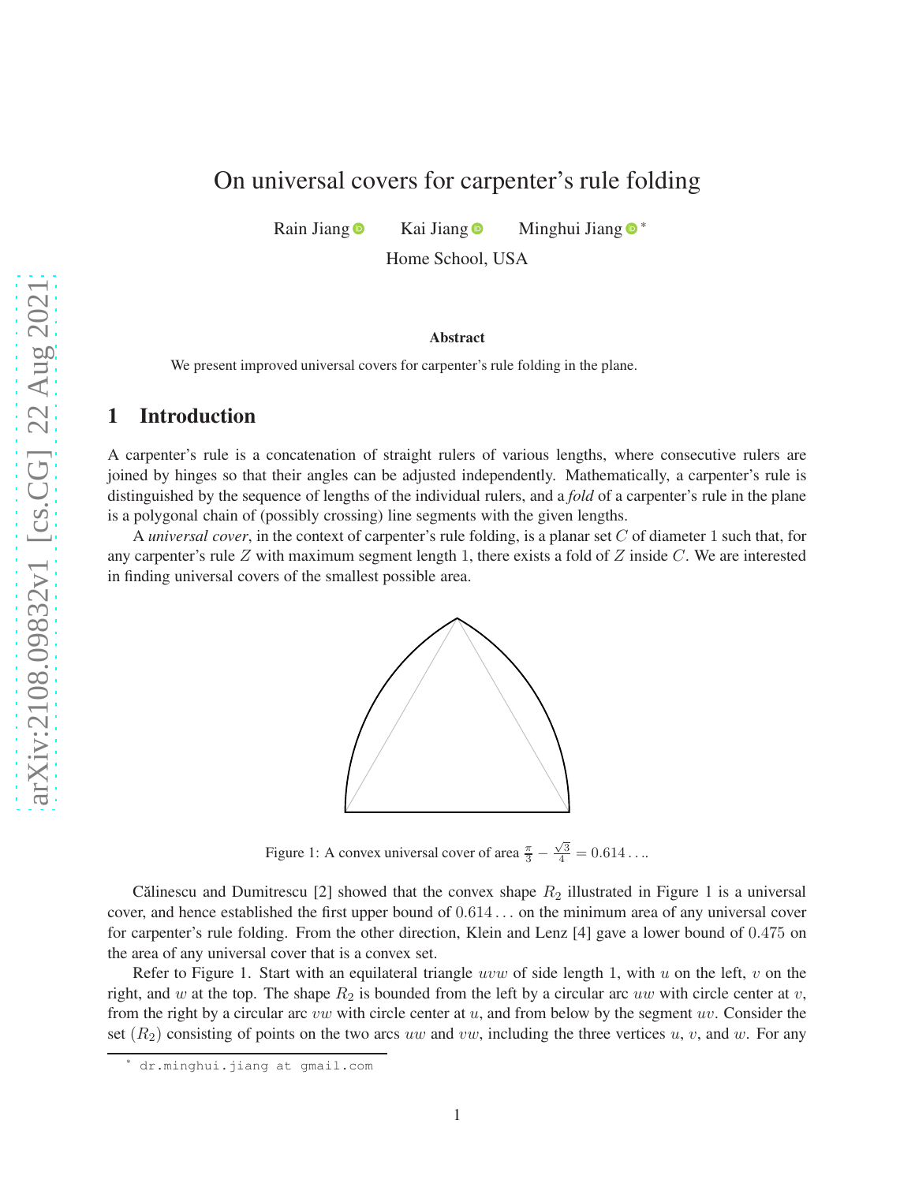# On universal covers for carpenter's rule folding

Rain Jiang     Kai Jiang     Minghui Jiang *

Home School, USA

**Abstract**

We present improved universal covers for carpenter's rule folding in the plane.

## 1 Introduction

A carpenter's rule is a concatenation of straight rulers of various lengths, where consecutive rulers are joined by hinges so that their angles can be adjusted independently. Mathematically, a carpenter's rule is distinguished by the sequence of lengths of the individual rulers, and a *fold* of a carpenter's rule in the plane is a polygonal chain of (possibly crossing) line segments with the given lengths.

A *universal cover*, in the context of carpenter's rule folding, is a planar set $C$ of diameter $1$ such that, for any carpenter's rule $Z$ with maximum segment length $1$, there exists a fold of $Z$ inside $C$. We are interested in finding universal covers of the smallest possible area.

Figure 1: A convex universal cover of area $\frac{\pi}{3} - \frac{\sqrt{3}}{4} = 0.614\ldots$.

Călinescu and Dumitrescu [2] showed that the convex shape $R_2$ illustrated in Figure 1 is a universal cover, and hence established the first upper bound of $0.614\ldots$ on the minimum area of any universal cover for carpenter's rule folding. From the other direction, Klein and Lenz [4] gave a lower bound of $0.475$ on the area of any universal cover that is a convex set.

Refer to Figure 1. Start with an equilateral triangle $uvw$ of side length 1, with $u$ on the left, $v$ on the right, and $w$ at the top. The shape $R_2$ is bounded from the left by a circular arc $uw$ with circle center at $v$, from the right by a circular arc $vw$ with circle center at $u$, and from below by the segment $uv$. Consider the set $(R_2)$ consisting of points on the two arcs $uw$ and $vw$, including the three vertices $u$, $v$, and $w$. For any

* dr.minghui.jiang at gmail.com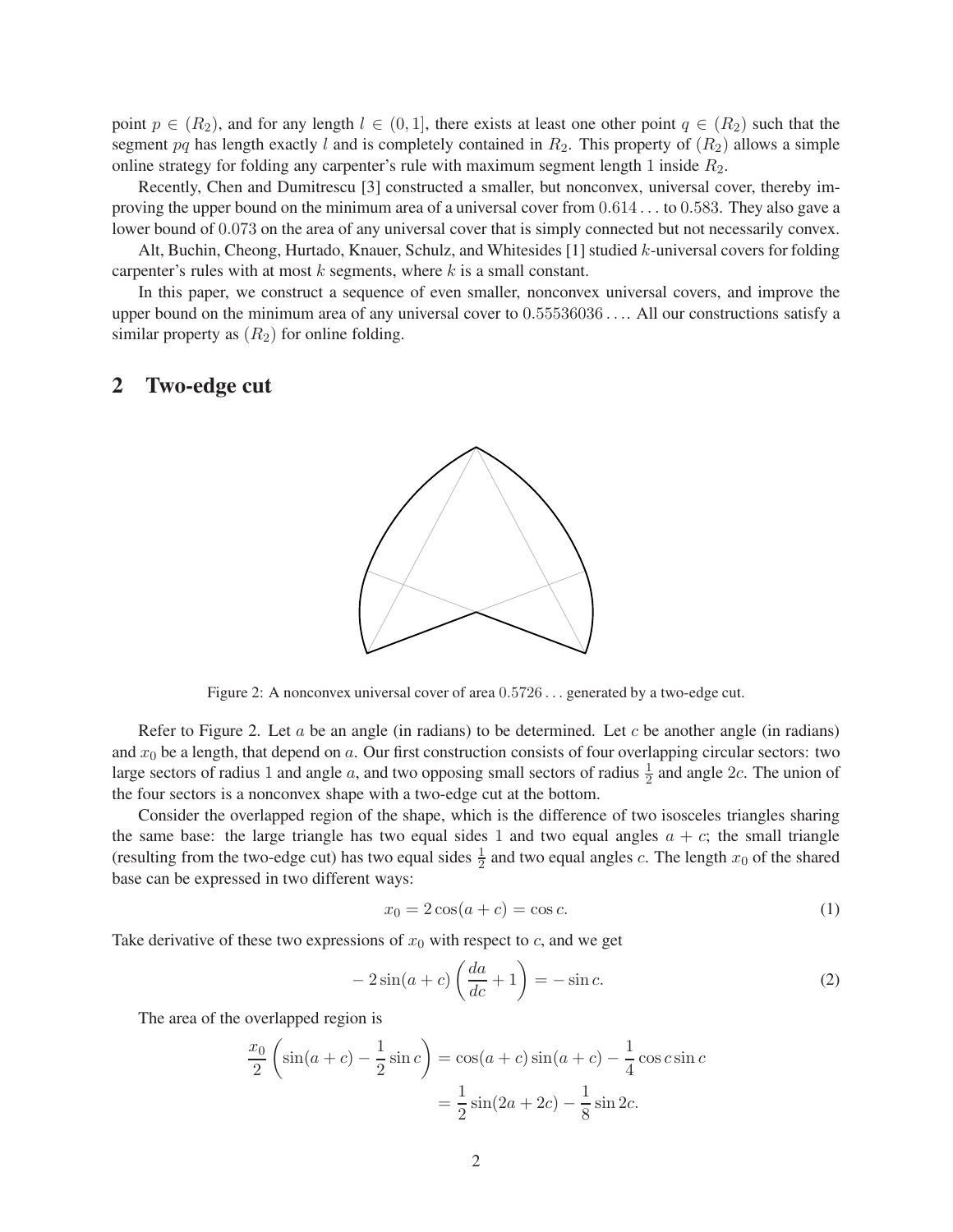point $p \in (R_2)$, and for any length $l \in (0, 1]$, there exists at least one other point $q \in (R_2)$ such that the segment $pq$ has length exactly $l$ and is completely contained in $R_2$. This property of $(R_2)$ allows a simple online strategy for folding any carpenter's rule with maximum segment length 1 inside $R_2$.

Recently, Chen and Dumitrescu [3] constructed a smaller, but nonconvex, universal cover, thereby improving the upper bound on the minimum area of a universal cover from $0.614\ldots$ to $0.583$. They also gave a lower bound of $0.073$ on the area of any universal cover that is simply connected but not necessarily convex.

Alt, Buchin, Cheong, Hurtado, Knauer, Schulz, and Whitesides [1] studied $k$-universal covers for folding carpenter's rules with at most $k$ segments, where $k$ is a small constant.

In this paper, we construct a sequence of even smaller, nonconvex universal covers, and improve the upper bound on the minimum area of any universal cover to $0.55536036\ldots$. All our constructions satisfy a similar property as $(R_2)$ for online folding.

## 2 Two-edge cut

Figure 2: A nonconvex universal cover of area $0.5726\ldots$ generated by a two-edge cut.

Refer to Figure 2. Let $a$ be an angle (in radians) to be determined. Let $c$ be another angle (in radians) and $x_0$ be a length, that depend on $a$. Our first construction consists of four overlapping circular sectors: two large sectors of radius 1 and angle $a$, and two opposing small sectors of radius $\frac{1}{2}$ and angle $2c$. The union of the four sectors is a nonconvex shape with a two-edge cut at the bottom.

Consider the overlapped region of the shape, which is the difference of two isosceles triangles sharing the same base: the large triangle has two equal sides 1 and two equal angles $a + c$; the small triangle (resulting from the two-edge cut) has two equal sides $\frac{1}{2}$ and two equal angles $c$. The length $x_0$ of the shared base can be expressed in two different ways:

$$x_0 = 2\cos(a + c) = \cos c. \tag{1}$$

Take derivative of these two expressions of $x_0$ with respect to $c$, and we get

$$-2\sin(a + c)\left(\frac{da}{dc} + 1\right) = -\sin c. \tag{2}$$

The area of the overlapped region is

$$\begin{aligned}\frac{x_0}{2}\left(\sin(a + c) - \frac{1}{2}\sin c\right) &= \cos(a + c)\sin(a + c) - \frac{1}{4}\cos c \sin c \\ &= \frac{1}{2}\sin(2a + 2c) - \frac{1}{8}\sin 2c.\end{aligned}$$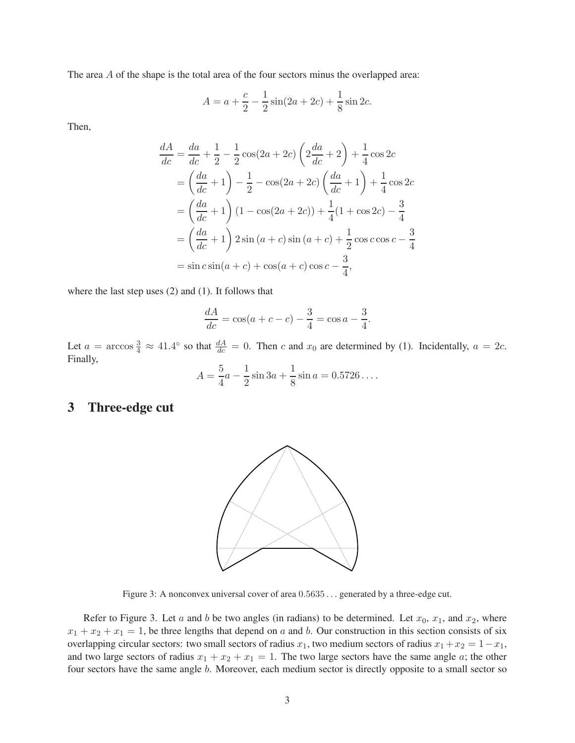The area $A$ of the shape is the total area of the four sectors minus the overlapped area:

$$A = a + \frac{c}{2} - \frac{1}{2}\sin(2a + 2c) + \frac{1}{8}\sin 2c.$$

Then,

$$\begin{aligned}
\frac{dA}{dc} &= \frac{da}{dc} + \frac{1}{2} - \frac{1}{2}\cos(2a+2c)\left(2\frac{da}{dc} + 2\right) + \frac{1}{4}\cos 2c \\
&= \left(\frac{da}{dc} + 1\right) - \frac{1}{2} - \cos(2a+2c)\left(\frac{da}{dc} + 1\right) + \frac{1}{4}\cos 2c \\
&= \left(\frac{da}{dc} + 1\right)(1 - \cos(2a+2c)) + \frac{1}{4}(1 + \cos 2c) - \frac{3}{4} \\
&= \left(\frac{da}{dc} + 1\right) 2\sin(a+c)\sin(a+c) + \frac{1}{2}\cos c \cos c - \frac{3}{4} \\
&= \sin c \sin(a+c) + \cos(a+c)\cos c - \frac{3}{4},
\end{aligned}$$

where the last step uses (2) and (1). It follows that

$$\frac{dA}{dc} = \cos(a + c - c) - \frac{3}{4} = \cos a - \frac{3}{4}.$$

Let $a = \arccos\frac{3}{4} \approx 41.4^\circ$ so that $\frac{dA}{dc} = 0$. Then $c$ and $x_0$ are determined by (1). Incidentally, $a = 2c$. Finally,

$$A = \frac{5}{4}a - \frac{1}{2}\sin 3a + \frac{1}{8}\sin a = 0.5726\ldots.$$

## 3 Three-edge cut

Figure 3: A nonconvex universal cover of area $0.5635\ldots$ generated by a three-edge cut.

Refer to Figure 3. Let $a$ and $b$ be two angles (in radians) to be determined. Let $x_0$, $x_1$, and $x_2$, where $x_1 + x_2 + x_1 = 1$, be three lengths that depend on $a$ and $b$. Our construction in this section consists of six overlapping circular sectors: two small sectors of radius $x_1$, two medium sectors of radius $x_1 + x_2 = 1 - x_1$, and two large sectors of radius $x_1 + x_2 + x_1 = 1$. The two large sectors have the same angle $a$; the other four sectors have the same angle $b$. Moreover, each medium sector is directly opposite to a small sector so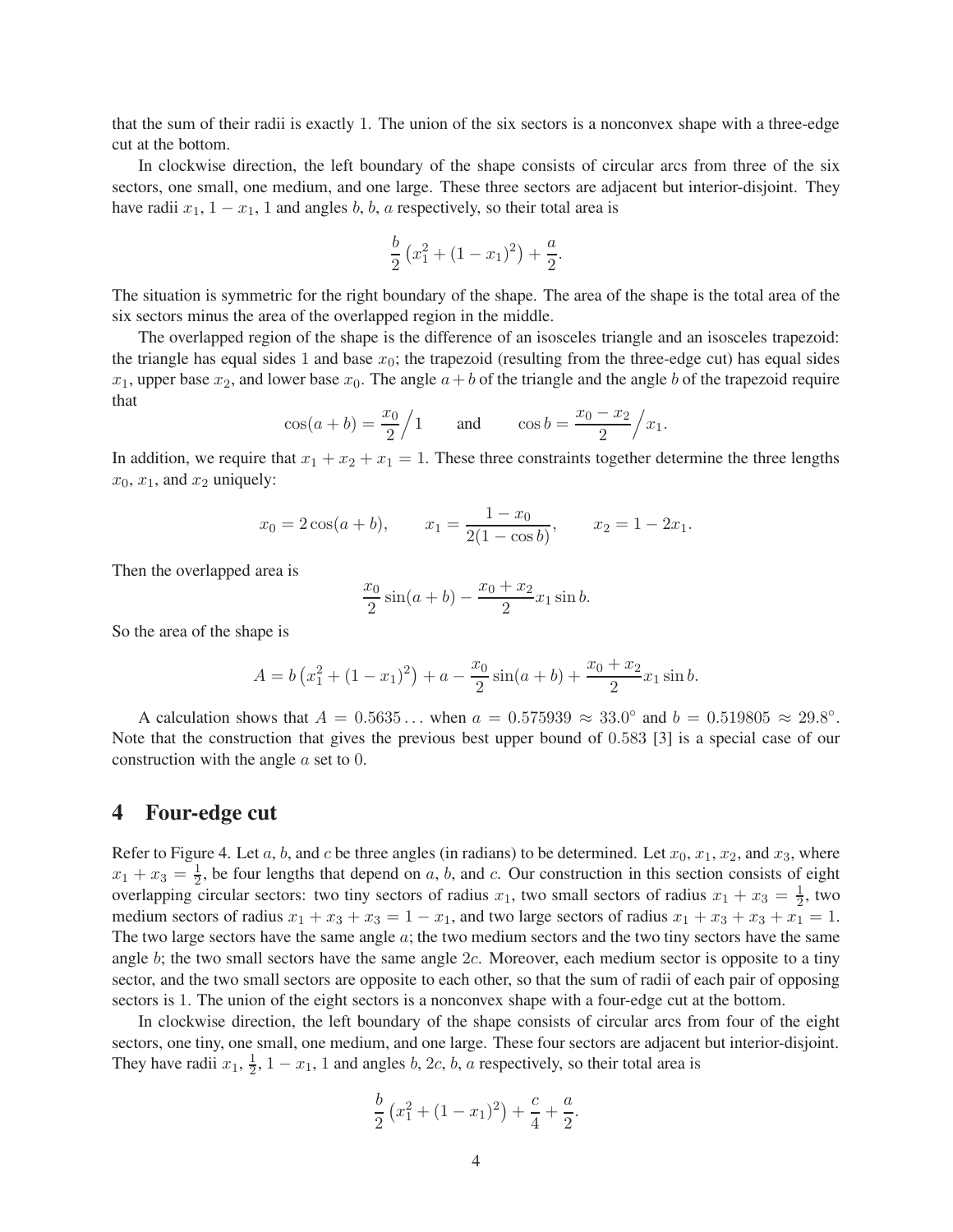that the sum of their radii is exactly 1. The union of the six sectors is a nonconvex shape with a three-edge cut at the bottom.

In clockwise direction, the left boundary of the shape consists of circular arcs from three of the six sectors, one small, one medium, and one large. These three sectors are adjacent but interior-disjoint. They have radii $x_1$, $1 - x_1$, 1 and angles $b$, $b$, $a$ respectively, so their total area is

$$\frac{b}{2}\left(x_1^2 + (1 - x_1)^2\right) + \frac{a}{2}.$$

The situation is symmetric for the right boundary of the shape. The area of the shape is the total area of the six sectors minus the area of the overlapped region in the middle.

The overlapped region of the shape is the difference of an isosceles triangle and an isosceles trapezoid: the triangle has equal sides 1 and base $x_0$; the trapezoid (resulting from the three-edge cut) has equal sides $x_1$, upper base $x_2$, and lower base $x_0$. The angle $a + b$ of the triangle and the angle $b$ of the trapezoid require that

$$\cos(a + b) = \frac{x_0}{2}\Big/ 1 \qquad \text{and} \qquad \cos b = \frac{x_0 - x_2}{2}\Big/ x_1.$$

In addition, we require that $x_1 + x_2 + x_1 = 1$. These three constraints together determine the three lengths $x_0$, $x_1$, and $x_2$ uniquely:

$$x_0 = 2\cos(a + b), \qquad x_1 = \frac{1 - x_0}{2(1 - \cos b)}, \qquad x_2 = 1 - 2x_1.$$

Then the overlapped area is

$$\frac{x_0}{2}\sin(a + b) - \frac{x_0 + x_2}{2} x_1 \sin b.$$

So the area of the shape is

$$A = b\left(x_1^2 + (1 - x_1)^2\right) + a - \frac{x_0}{2}\sin(a + b) + \frac{x_0 + x_2}{2} x_1 \sin b.$$

A calculation shows that $A = 0.5635\ldots$ when $a = 0.575939 \approx 33.0^\circ$ and $b = 0.519805 \approx 29.8^\circ$. Note that the construction that gives the previous best upper bound of 0.583 [3] is a special case of our construction with the angle $a$ set to 0.

## 4 Four-edge cut

Refer to Figure 4. Let $a$, $b$, and $c$ be three angles (in radians) to be determined. Let $x_0$, $x_1$, $x_2$, and $x_3$, where $x_1 + x_3 = \frac{1}{2}$, be four lengths that depend on $a$, $b$, and $c$. Our construction in this section consists of eight overlapping circular sectors: two tiny sectors of radius $x_1$, two small sectors of radius $x_1 + x_3 = \frac{1}{2}$, two medium sectors of radius $x_1 + x_3 + x_3 = 1 - x_1$, and two large sectors of radius $x_1 + x_3 + x_3 + x_1 = 1$. The two large sectors have the same angle $a$; the two medium sectors and the two tiny sectors have the same angle $b$; the two small sectors have the same angle $2c$. Moreover, each medium sector is opposite to a tiny sector, and the two small sectors are opposite to each other, so that the sum of radii of each pair of opposing sectors is 1. The union of the eight sectors is a nonconvex shape with a four-edge cut at the bottom.

In clockwise direction, the left boundary of the shape consists of circular arcs from four of the eight sectors, one tiny, one small, one medium, and one large. These four sectors are adjacent but interior-disjoint. They have radii $x_1$, $\frac{1}{2}$, $1 - x_1$, 1 and angles $b$, $2c$, $b$, $a$ respectively, so their total area is

$$\frac{b}{2}\left(x_1^2 + (1 - x_1)^2\right) + \frac{c}{4} + \frac{a}{2}.$$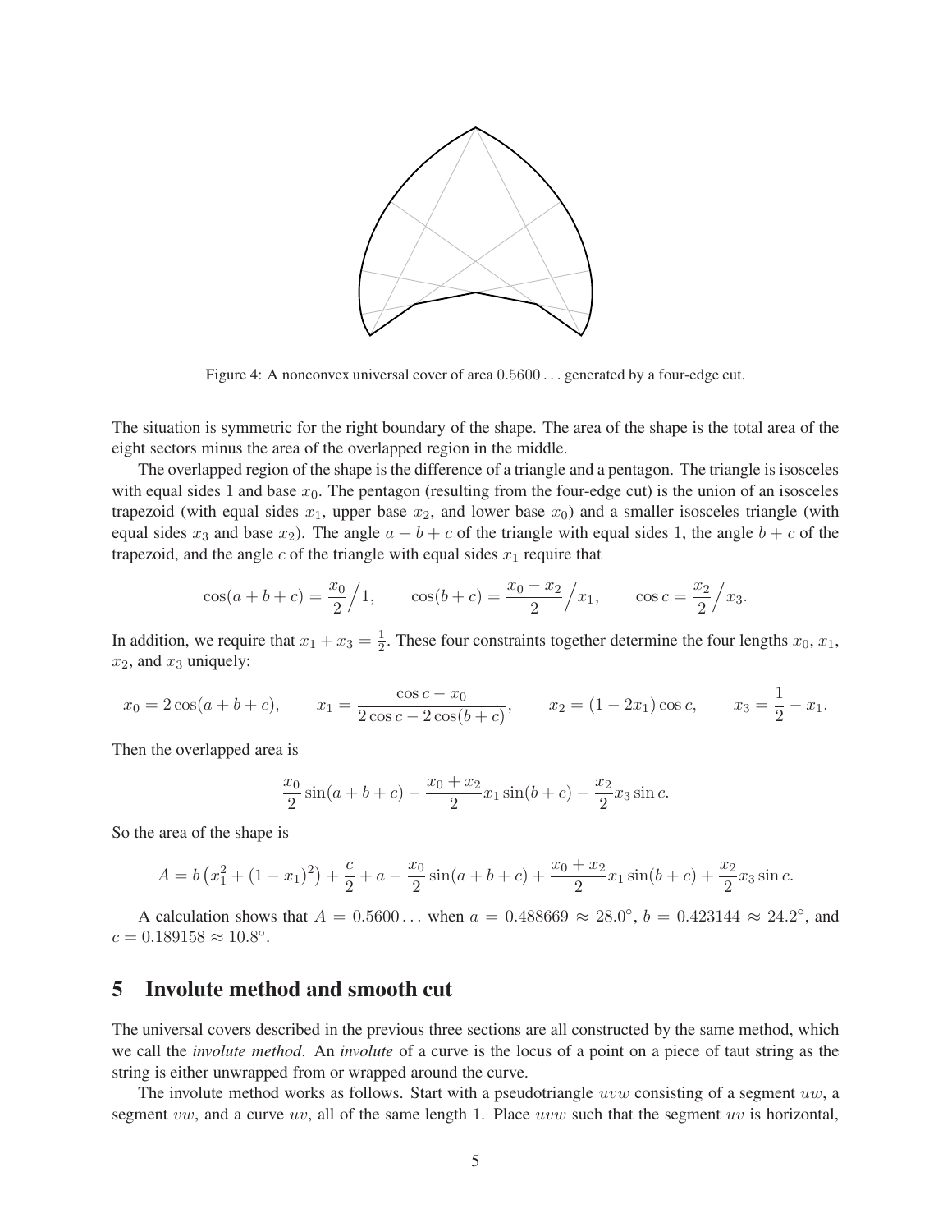Figure 4: A nonconvex universal cover of area $0.5600\ldots$ generated by a four-edge cut.

The situation is symmetric for the right boundary of the shape. The area of the shape is the total area of the eight sectors minus the area of the overlapped region in the middle.

The overlapped region of the shape is the difference of a triangle and a pentagon. The triangle is isosceles with equal sides 1 and base $x_0$. The pentagon (resulting from the four-edge cut) is the union of an isosceles trapezoid (with equal sides $x_1$, upper base $x_2$, and lower base $x_0$) and a smaller isosceles triangle (with equal sides $x_3$ and base $x_2$). The angle $a + b + c$ of the triangle with equal sides 1, the angle $b + c$ of the trapezoid, and the angle $c$ of the triangle with equal sides $x_1$ require that

$$\cos(a + b + c) = \frac{x_0}{2}\Big/1, \qquad \cos(b + c) = \frac{x_0 - x_2}{2}\Big/x_1, \qquad \cos c = \frac{x_2}{2}\Big/x_3.$$

In addition, we require that $x_1 + x_3 = \frac{1}{2}$. These four constraints together determine the four lengths $x_0$, $x_1$, $x_2$, and $x_3$ uniquely:

$$x_0 = 2\cos(a + b + c), \qquad x_1 = \frac{\cos c - x_0}{2\cos c - 2\cos(b + c)}, \qquad x_2 = (1 - 2x_1)\cos c, \qquad x_3 = \frac{1}{2} - x_1.$$

Then the overlapped area is

$$\frac{x_0}{2}\sin(a + b + c) - \frac{x_0 + x_2}{2}x_1 \sin(b + c) - \frac{x_2}{2}x_3 \sin c.$$

So the area of the shape is

$$A = b\left(x_1^2 + (1 - x_1)^2\right) + \frac{c}{2} + a - \frac{x_0}{2}\sin(a + b + c) + \frac{x_0 + x_2}{2}x_1 \sin(b + c) + \frac{x_2}{2}x_3 \sin c.$$

A calculation shows that $A = 0.5600\ldots$ when $a = 0.488669 \approx 28.0°$, $b = 0.423144 \approx 24.2°$, and $c = 0.189158 \approx 10.8°$.

## 5 Involute method and smooth cut

The universal covers described in the previous three sections are all constructed by the same method, which we call the *involute method*. An *involute* of a curve is the locus of a point on a piece of taut string as the string is either unwrapped from or wrapped around the curve.

The involute method works as follows. Start with a pseudotriangle $uvw$ consisting of a segment $uw$, a segment $vw$, and a curve $uv$, all of the same length 1. Place $uvw$ such that the segment $uv$ is horizontal,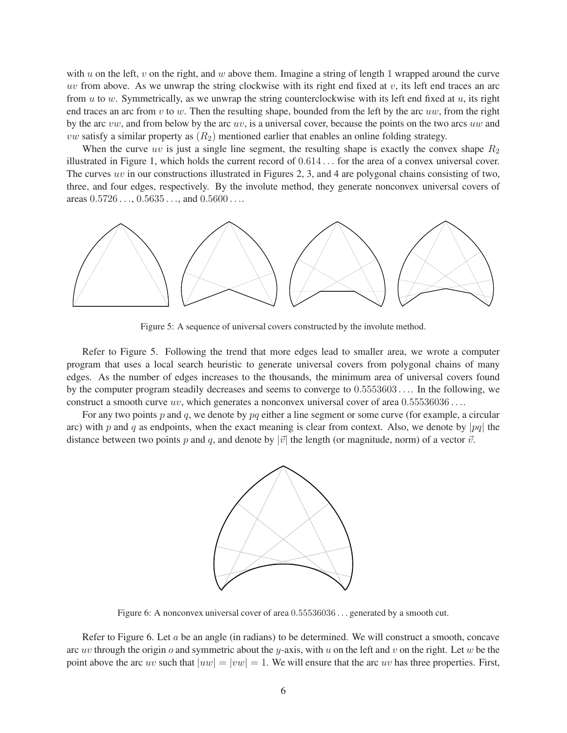with $u$ on the left, $v$ on the right, and $w$ above them. Imagine a string of length 1 wrapped around the curve $uv$ from above. As we unwrap the string clockwise with its right end fixed at $v$, its left end traces an arc from $u$ to $w$. Symmetrically, as we unwrap the string counterclockwise with its left end fixed at $u$, its right end traces an arc from $v$ to $w$. Then the resulting shape, bounded from the left by the arc $uw$, from the right by the arc $vw$, and from below by the arc $uv$, is a universal cover, because the points on the two arcs $uw$ and $vw$ satisfy a similar property as $(R_2)$ mentioned earlier that enables an online folding strategy.

When the curve $uv$ is just a single line segment, the resulting shape is exactly the convex shape $R_2$ illustrated in Figure 1, which holds the current record of $0.614\ldots$ for the area of a convex universal cover. The curves $uv$ in our constructions illustrated in Figures 2, 3, and 4 are polygonal chains consisting of two, three, and four edges, respectively. By the involute method, they generate nonconvex universal covers of areas $0.5726\ldots$, $0.5635\ldots$, and $0.5600\ldots$.

Figure 5: A sequence of universal covers constructed by the involute method.

Refer to Figure 5. Following the trend that more edges lead to smaller area, we wrote a computer program that uses a local search heuristic to generate universal covers from polygonal chains of many edges. As the number of edges increases to the thousands, the minimum area of universal covers found by the computer program steadily decreases and seems to converge to $0.5553603\ldots$. In the following, we construct a smooth curve $uv$, which generates a nonconvex universal cover of area $0.55536036\ldots$.

For any two points $p$ and $q$, we denote by $pq$ either a line segment or some curve (for example, a circular arc) with $p$ and $q$ as endpoints, when the exact meaning is clear from context. Also, we denote by $|pq|$ the distance between two points $p$ and $q$, and denote by $|\vec{v}|$ the length (or magnitude, norm) of a vector $\vec{v}$.

Figure 6: A nonconvex universal cover of area $0.55536036\ldots$ generated by a smooth cut.

Refer to Figure 6. Let $a$ be an angle (in radians) to be determined. We will construct a smooth, concave arc $uv$ through the origin $o$ and symmetric about the $y$-axis, with $u$ on the left and $v$ on the right. Let $w$ be the point above the arc $uv$ such that $|uw| = |vw| = 1$. We will ensure that the arc $uv$ has three properties. First,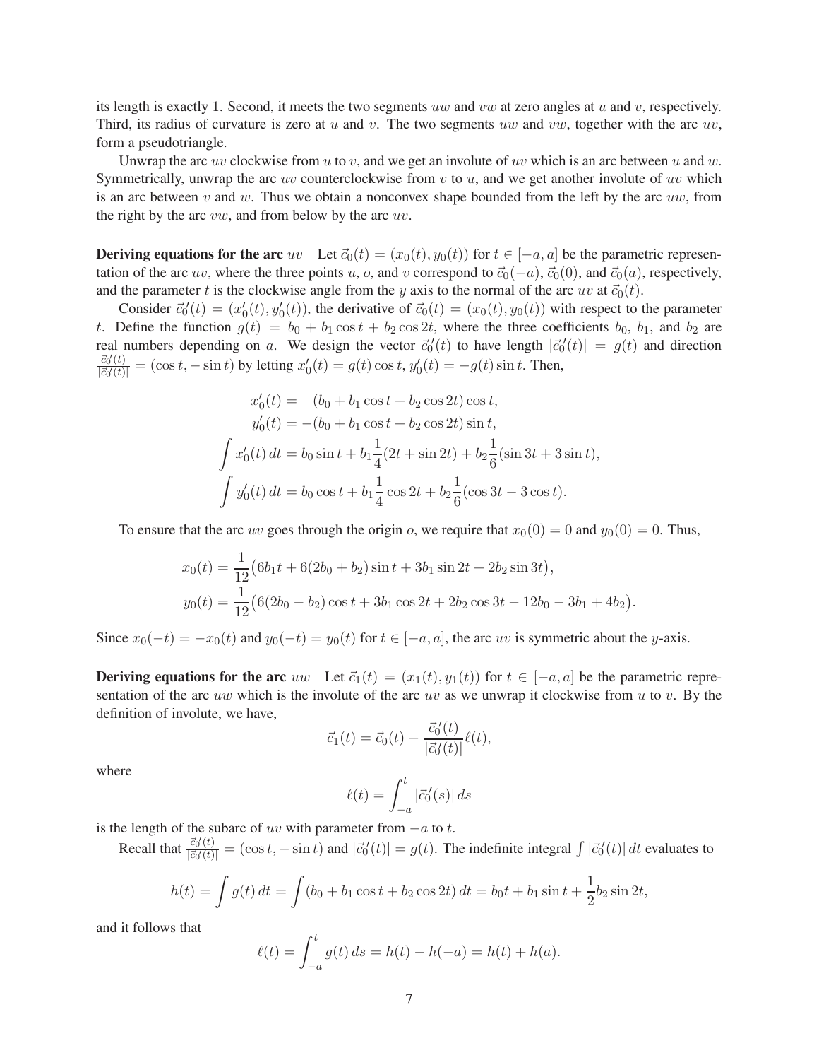its length is exactly 1. Second, it meets the two segments $uw$ and $vw$ at zero angles at $u$ and $v$, respectively. Third, its radius of curvature is zero at $u$ and $v$. The two segments $uw$ and $vw$, together with the arc $uv$, form a pseudotriangle.

Unwrap the arc $uv$ clockwise from $u$ to $v$, and we get an involute of $uv$ which is an arc between $u$ and $w$. Symmetrically, unwrap the arc $uv$ counterclockwise from $v$ to $u$, and we get another involute of $uv$ which is an arc between $v$ and $w$. Thus we obtain a nonconvex shape bounded from the left by the arc $uw$, from the right by the arc $vw$, and from below by the arc $uv$.

**Deriving equations for the arc** $uv$ Let $\vec{c}_0(t) = (x_0(t), y_0(t))$ for $t \in [-a, a]$ be the parametric representation of the arc $uv$, where the three points $u$, $o$, and $v$ correspond to $\vec{c}_0(-a)$, $\vec{c}_0(0)$, and $\vec{c}_0(a)$, respectively, and the parameter $t$ is the clockwise angle from the $y$ axis to the normal of the arc $uv$ at $\vec{c}_0(t)$.

Consider $\vec{c}_0{}'(t) = (x_0'(t), y_0'(t))$, the derivative of $\vec{c}_0(t) = (x_0(t), y_0(t))$ with respect to the parameter $t$. Define the function $g(t) = b_0 + b_1 \cos t + b_2 \cos 2t$, where the three coefficients $b_0$, $b_1$, and $b_2$ are real numbers depending on $a$. We design the vector $\vec{c}_0{}'(t)$ to have length $|\vec{c}_0{}'(t)| = g(t)$ and direction $\frac{\vec{c}_0{}'(t)}{|\vec{c}_0{}'(t)|} = (\cos t, -\sin t)$ by letting $x_0'(t) = g(t)\cos t$, $y_0'(t) = -g(t)\sin t$. Then,

$$
\begin{aligned}
x_0'(t) &= \quad (b_0 + b_1 \cos t + b_2 \cos 2t)\cos t, \\
y_0'(t) &= -(b_0 + b_1 \cos t + b_2 \cos 2t)\sin t, \\
\int x_0'(t)\,dt &= b_0 \sin t + b_1 \frac{1}{4}(2t + \sin 2t) + b_2 \frac{1}{6}(\sin 3t + 3\sin t), \\
\int y_0'(t)\,dt &= b_0 \cos t + b_1 \frac{1}{4}\cos 2t + b_2 \frac{1}{6}(\cos 3t - 3\cos t).
\end{aligned}
$$

To ensure that the arc $uv$ goes through the origin $o$, we require that $x_0(0) = 0$ and $y_0(0) = 0$. Thus,

$$
\begin{aligned}
x_0(t) &= \frac{1}{12}\big(6b_1 t + 6(2b_0 + b_2)\sin t + 3b_1 \sin 2t + 2b_2 \sin 3t\big), \\
y_0(t) &= \frac{1}{12}\big(6(2b_0 - b_2)\cos t + 3b_1 \cos 2t + 2b_2 \cos 3t - 12b_0 - 3b_1 + 4b_2\big).
\end{aligned}
$$

Since $x_0(-t) = -x_0(t)$ and $y_0(-t) = y_0(t)$ for $t \in [-a, a]$, the arc $uv$ is symmetric about the $y$-axis.

**Deriving equations for the arc** $uw$ Let $\vec{c}_1(t) = (x_1(t), y_1(t))$ for $t \in [-a, a]$ be the parametric representation of the arc $uw$ which is the involute of the arc $uv$ as we unwrap it clockwise from $u$ to $v$. By the definition of involute, we have,

$$
\vec{c}_1(t) = \vec{c}_0(t) - \frac{\vec{c}_0{}'(t)}{|\vec{c}_0{}'(t)|}\ell(t),
$$

where

$$
\ell(t) = \int_{-a}^{t} |\vec{c}_0{}'(s)|\,ds
$$

is the length of the subarc of $uv$ with parameter from $-a$ to $t$.

Recall that $\frac{\vec{c}_0{}'(t)}{|\vec{c}_0{}'(t)|} = (\cos t, -\sin t)$ and $|\vec{c}_0{}'(t)| = g(t)$. The indefinite integral $\int |\vec{c}_0{}'(t)|\,dt$ evaluates to

$$
h(t) = \int g(t)\,dt = \int (b_0 + b_1 \cos t + b_2 \cos 2t)\,dt = b_0 t + b_1 \sin t + \frac{1}{2}b_2 \sin 2t,
$$

and it follows that

$$
\ell(t) = \int_{-a}^{t} g(t)\,ds = h(t) - h(-a) = h(t) + h(a).
$$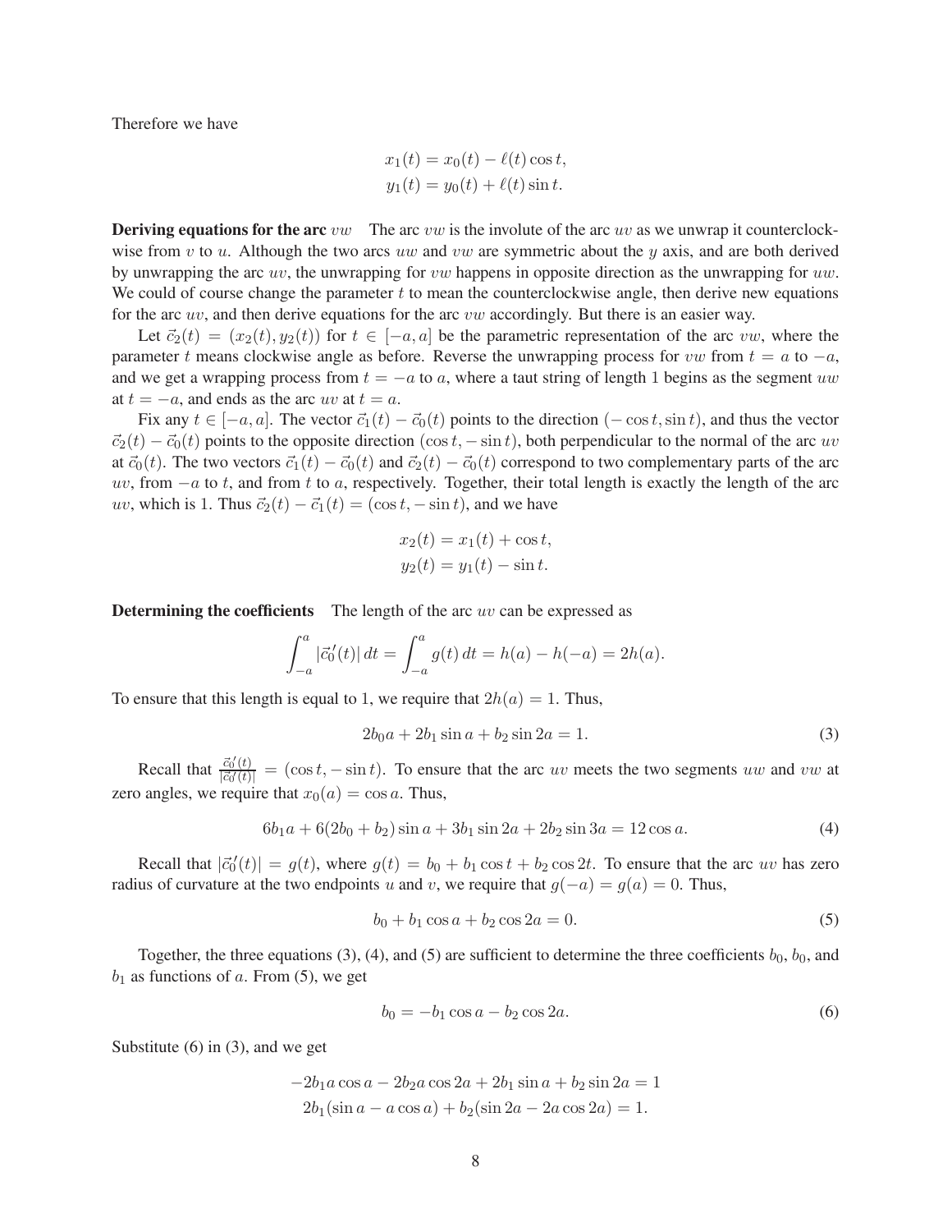Therefore we have

$$x_1(t) = x_0(t) - \ell(t)\cos t,$$
$$y_1(t) = y_0(t) + \ell(t)\sin t.$$

**Deriving equations for the arc $vw$** The arc $vw$ is the involute of the arc $uv$ as we unwrap it counterclockwise from $v$ to $u$. Although the two arcs $uw$ and $vw$ are symmetric about the $y$ axis, and are both derived by unwrapping the arc $uv$, the unwrapping for $vw$ happens in opposite direction as the unwrapping for $uw$. We could of course change the parameter $t$ to mean the counterclockwise angle, then derive new equations for the arc $uv$, and then derive equations for the arc $vw$ accordingly. But there is an easier way.

Let $\vec{c}_2(t) = (x_2(t), y_2(t))$ for $t \in [-a, a]$ be the parametric representation of the arc $vw$, where the parameter $t$ means clockwise angle as before. Reverse the unwrapping process for $vw$ from $t = a$ to $-a$, and we get a wrapping process from $t = -a$ to $a$, where a taut string of length 1 begins as the segment $uw$ at $t = -a$, and ends as the arc $uv$ at $t = a$.

Fix any $t \in [-a, a]$. The vector $\vec{c}_1(t) - \vec{c}_0(t)$ points to the direction $(-\cos t, \sin t)$, and thus the vector $\vec{c}_2(t) - \vec{c}_0(t)$ points to the opposite direction $(\cos t, -\sin t)$, both perpendicular to the normal of the arc $uv$ at $\vec{c}_0(t)$. The two vectors $\vec{c}_1(t) - \vec{c}_0(t)$ and $\vec{c}_2(t) - \vec{c}_0(t)$ correspond to two complementary parts of the arc $uv$, from $-a$ to $t$, and from $t$ to $a$, respectively. Together, their total length is exactly the length of the arc $uv$, which is 1. Thus $\vec{c}_2(t) - \vec{c}_1(t) = (\cos t, -\sin t)$, and we have

$$x_2(t) = x_1(t) + \cos t,$$
$$y_2(t) = y_1(t) - \sin t.$$

**Determining the coefficients** The length of the arc $uv$ can be expressed as

$$\int_{-a}^{a} |\vec{c}_0{}'(t)|\, dt = \int_{-a}^{a} g(t)\, dt = h(a) - h(-a) = 2h(a).$$

To ensure that this length is equal to 1, we require that $2h(a) = 1$. Thus,

$$2b_0 a + 2b_1 \sin a + b_2 \sin 2a = 1. \tag{3}$$

Recall that $\frac{\vec{c}_0{}'(t)}{|\vec{c}_0{}'(t)|} = (\cos t, -\sin t)$. To ensure that the arc $uv$ meets the two segments $uw$ and $vw$ at zero angles, we require that $x_0(a) = \cos a$. Thus,

$$6b_1 a + 6(2b_0 + b_2)\sin a + 3b_1 \sin 2a + 2b_2 \sin 3a = 12\cos a. \tag{4}$$

Recall that $|\vec{c}_0{}'(t)| = g(t)$, where $g(t) = b_0 + b_1 \cos t + b_2 \cos 2t$. To ensure that the arc $uv$ has zero radius of curvature at the two endpoints $u$ and $v$, we require that $g(-a) = g(a) = 0$. Thus,

$$b_0 + b_1 \cos a + b_2 \cos 2a = 0. \tag{5}$$

Together, the three equations (3), (4), and (5) are sufficient to determine the three coefficients $b_0$, $b_0$, and $b_1$ as functions of $a$. From (5), we get

$$b_0 = -b_1 \cos a - b_2 \cos 2a. \tag{6}$$

Substitute (6) in (3), and we get

$$-2b_1 a \cos a - 2b_2 a \cos 2a + 2b_1 \sin a + b_2 \sin 2a = 1$$
$$2b_1(\sin a - a\cos a) + b_2(\sin 2a - 2a\cos 2a) = 1.$$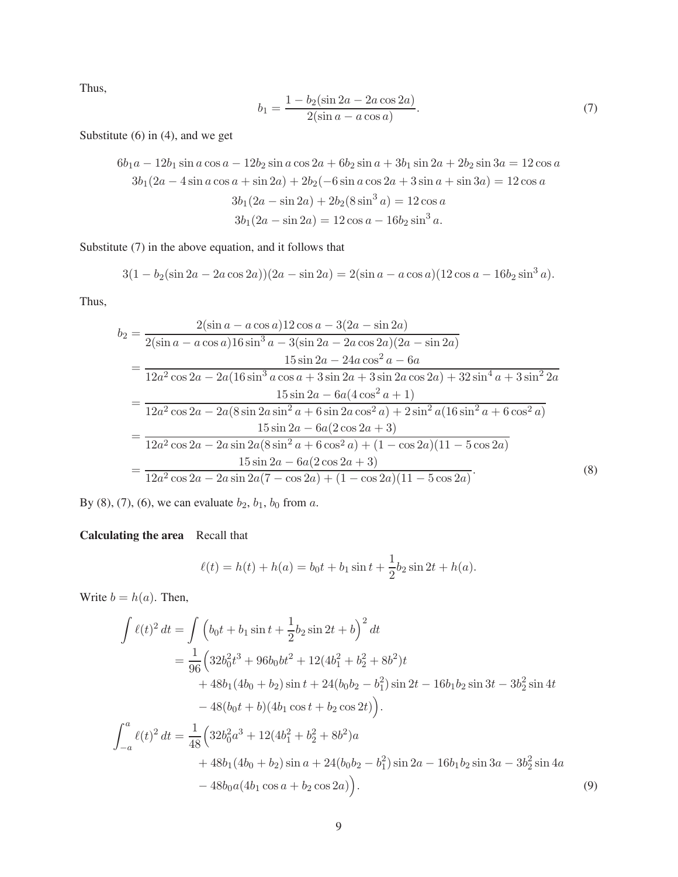Thus,

$$b_1 = \frac{1 - b_2(\sin 2a - 2a\cos 2a)}{2(\sin a - a\cos a)}. \tag{7}$$

Substitute (6) in (4), and we get

$$\begin{gathered}
6b_1 a - 12b_1 \sin a \cos a - 12b_2 \sin a \cos 2a + 6b_2 \sin a + 3b_1 \sin 2a + 2b_2 \sin 3a = 12\cos a \\
3b_1(2a - 4\sin a\cos a + \sin 2a) + 2b_2(-6\sin a \cos 2a + 3\sin a + \sin 3a) = 12\cos a \\
3b_1(2a - \sin 2a) + 2b_2(8\sin^3 a) = 12\cos a \\
3b_1(2a - \sin 2a) = 12\cos a - 16b_2 \sin^3 a.
\end{gathered}$$

Substitute (7) in the above equation, and it follows that

$$3(1 - b_2(\sin 2a - 2a\cos 2a))(2a - \sin 2a) = 2(\sin a - a\cos a)(12\cos a - 16b_2\sin^3 a).$$

Thus,

$$\begin{aligned}
b_2 &= \frac{2(\sin a - a\cos a)12\cos a - 3(2a - \sin 2a)}{2(\sin a - a\cos a)16\sin^3 a - 3(\sin 2a - 2a\cos 2a)(2a - \sin 2a)} \\
&= \frac{15\sin 2a - 24a\cos^2 a - 6a}{12a^2\cos 2a - 2a(16\sin^3 a\cos a + 3\sin 2a + 3\sin 2a\cos 2a) + 32\sin^4 a + 3\sin^2 2a} \\
&= \frac{15\sin 2a - 6a(4\cos^2 a + 1)}{12a^2\cos 2a - 2a(8\sin 2a\sin^2 a + 6\sin 2a\cos^2 a) + 2\sin^2 a(16\sin^2 a + 6\cos^2 a)} \\
&= \frac{15\sin 2a - 6a(2\cos 2a + 3)}{12a^2\cos 2a - 2a\sin 2a(8\sin^2 a + 6\cos^2 a) + (1 - \cos 2a)(11 - 5\cos 2a)} \\
&= \frac{15\sin 2a - 6a(2\cos 2a + 3)}{12a^2\cos 2a - 2a\sin 2a(7 - \cos 2a) + (1 - \cos 2a)(11 - 5\cos 2a)}.
\end{aligned} \tag{8}$$

By (8), (7), (6), we can evaluate $b_2$, $b_1$, $b_0$ from $a$.

**Calculating the area** Recall that

$$\ell(t) = h(t) + h(a) = b_0 t + b_1 \sin t + \frac{1}{2}b_2 \sin 2t + h(a).$$

Write $b = h(a)$. Then,

$$\begin{aligned}
\int \ell(t)^2\, dt &= \int \left(b_0 t + b_1 \sin t + \frac{1}{2}b_2 \sin 2t + b\right)^2 dt \\
&= \frac{1}{96}\Big(32b_0^2 t^3 + 96b_0 b t^2 + 12(4b_1^2 + b_2^2 + 8b^2)t \\
&\quad + 48b_1(4b_0 + b_2)\sin t + 24(b_0 b_2 - b_1^2)\sin 2t - 16b_1 b_2 \sin 3t - 3b_2^2 \sin 4t \\
&\quad - 48(b_0 t + b)(4b_1 \cos t + b_2 \cos 2t)\Big). \\
\int_{-a}^{a} \ell(t)^2\, dt &= \frac{1}{48}\Big(32b_0^2 a^3 + 12(4b_1^2 + b_2^2 + 8b^2)a \\
&\quad + 48b_1(4b_0 + b_2)\sin a + 24(b_0 b_2 - b_1^2)\sin 2a - 16b_1 b_2 \sin 3a - 3b_2^2 \sin 4a \\
&\quad - 48b_0 a(4b_1 \cos a + b_2 \cos 2a)\Big).
\end{aligned} \tag{9}$$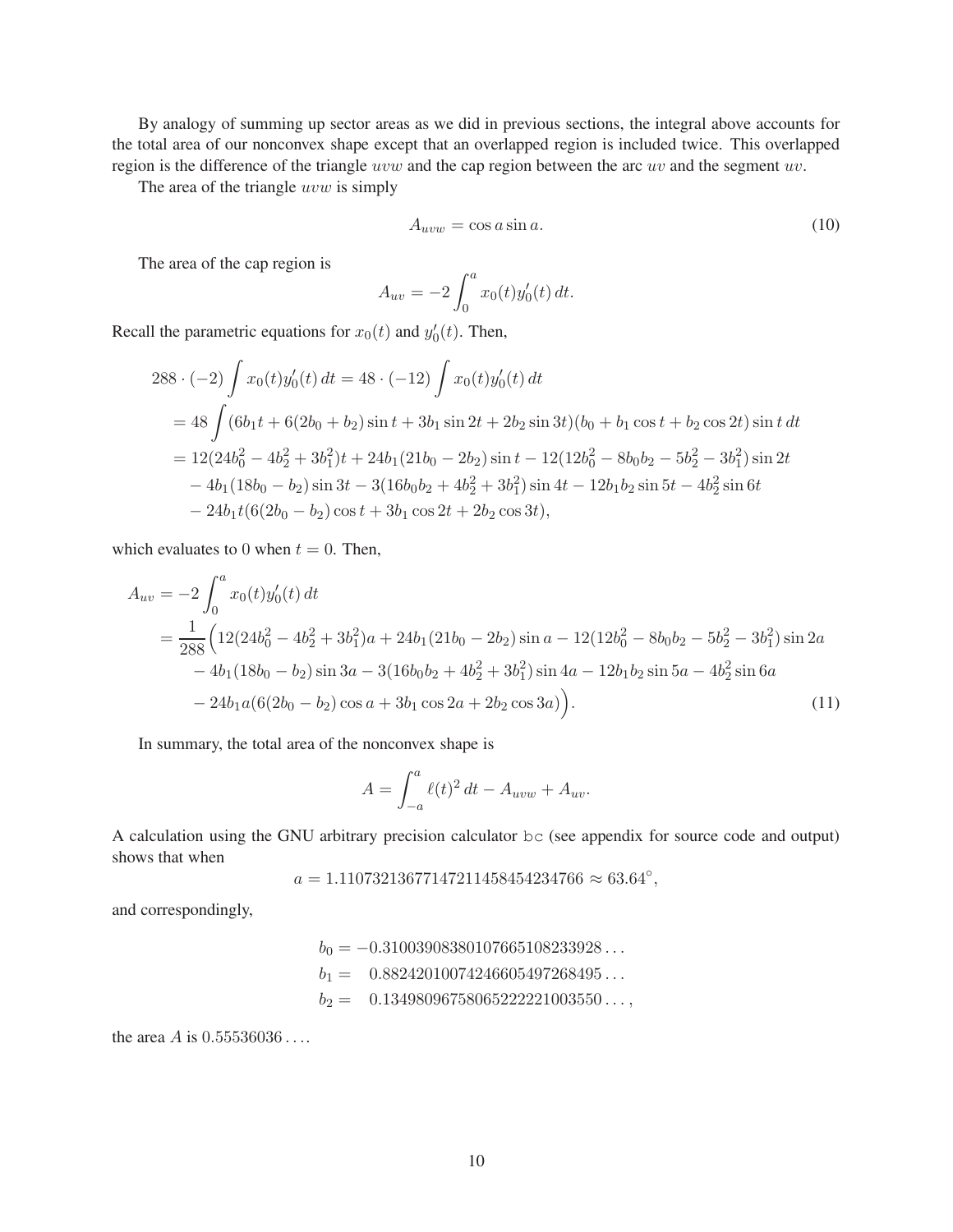By analogy of summing up sector areas as we did in previous sections, the integral above accounts for the total area of our nonconvex shape except that an overlapped region is included twice. This overlapped region is the difference of the triangle $uvw$ and the cap region between the arc $uv$ and the segment $uv$.

The area of the triangle $uvw$ is simply

$$A_{uvw} = \cos a \sin a. \tag{10}$$

The area of the cap region is

$$A_{uv} = -2 \int_0^a x_0(t) y_0'(t)\, dt.$$

Recall the parametric equations for $x_0(t)$ and $y_0'(t)$. Then,

$$\begin{aligned}
288 \cdot (-2) \int x_0(t) y_0'(t)\, dt &= 48 \cdot (-12) \int x_0(t) y_0'(t)\, dt \\
&= 48 \int (6b_1 t + 6(2b_0 + b_2)\sin t + 3b_1 \sin 2t + 2b_2 \sin 3t)(b_0 + b_1 \cos t + b_2 \cos 2t) \sin t\, dt \\
&= 12(24b_0^2 - 4b_2^2 + 3b_1^2)t + 24b_1(21b_0 - 2b_2)\sin t - 12(12b_0^2 - 8b_0 b_2 - 5b_2^2 - 3b_1^2)\sin 2t \\
&\quad - 4b_1(18b_0 - b_2)\sin 3t - 3(16b_0 b_2 + 4b_2^2 + 3b_1^2)\sin 4t - 12b_1 b_2 \sin 5t - 4b_2^2 \sin 6t \\
&\quad - 24b_1 t(6(2b_0 - b_2)\cos t + 3b_1 \cos 2t + 2b_2 \cos 3t),
\end{aligned}$$

which evaluates to 0 when $t = 0$. Then,

$$\begin{aligned}
A_{uv} &= -2 \int_0^a x_0(t) y_0'(t)\, dt \\
&= \frac{1}{288}\Big(12(24b_0^2 - 4b_2^2 + 3b_1^2)a + 24b_1(21b_0 - 2b_2)\sin a - 12(12b_0^2 - 8b_0 b_2 - 5b_2^2 - 3b_1^2)\sin 2a \\
&\quad - 4b_1(18b_0 - b_2)\sin 3a - 3(16b_0 b_2 + 4b_2^2 + 3b_1^2)\sin 4a - 12b_1 b_2 \sin 5a - 4b_2^2 \sin 6a \\
&\quad - 24b_1 a(6(2b_0 - b_2)\cos a + 3b_1 \cos 2a + 2b_2 \cos 3a)\Big).
\end{aligned} \tag{11}$$

In summary, the total area of the nonconvex shape is

$$A = \int_{-a}^{a} \ell(t)^2\, dt - A_{uvw} + A_{uv}.$$

A calculation using the GNU arbitrary precision calculator bc (see appendix for source code and output) shows that when

$$a = 1.11073213677147211458454234766 \approx 63.64^\circ,$$

and correspondingly,

$$\begin{aligned}
b_0 &= -0.31003908380107665108233928\ldots \\
b_1 &= \phantom{-}0.88242010074246605497268495\ldots \\
b_2 &= \phantom{-}0.13498096758065222221003550\ldots,
\end{aligned}$$

the area $A$ is $0.55536036\ldots$.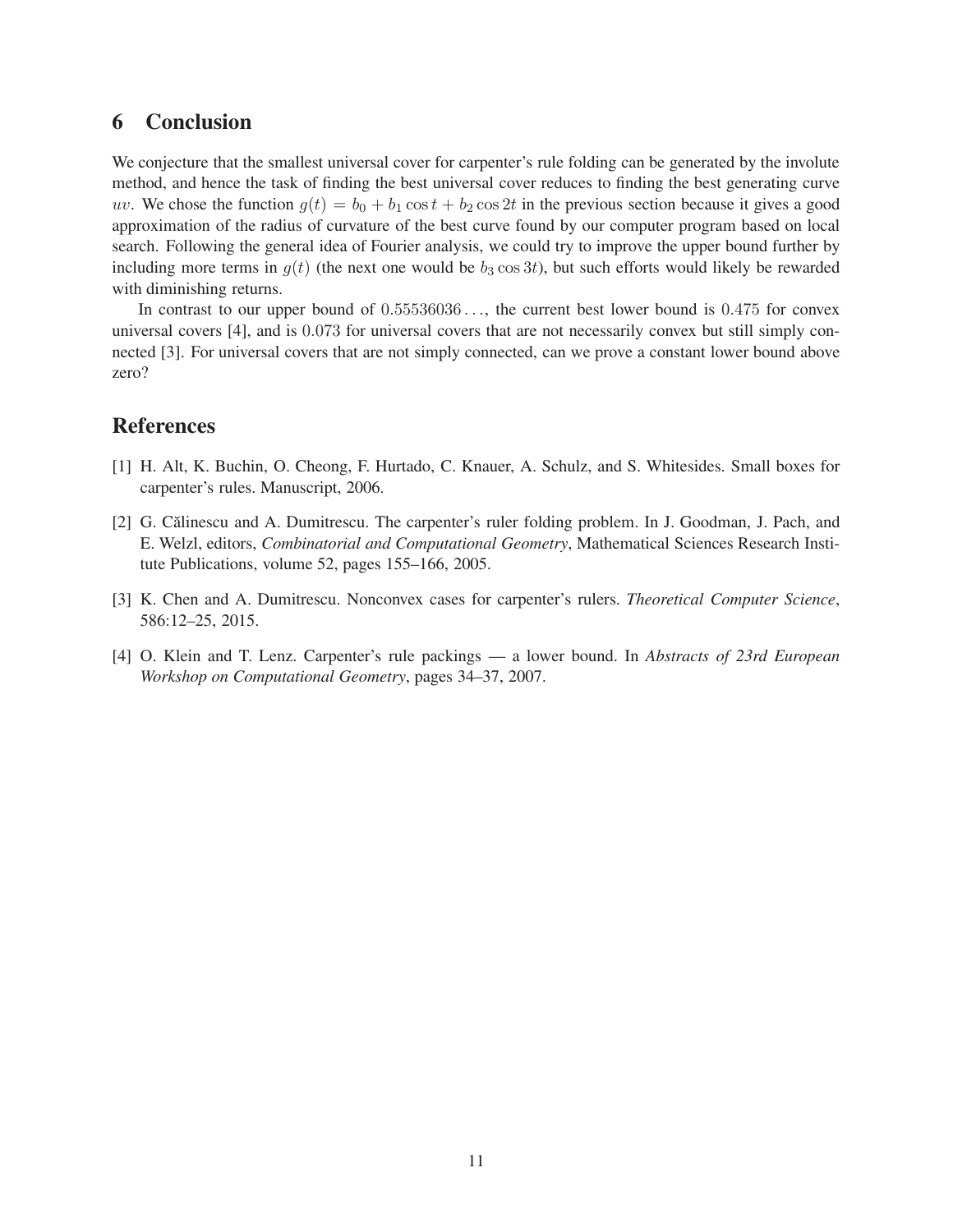## 6 Conclusion

We conjecture that the smallest universal cover for carpenter's rule folding can be generated by the involute method, and hence the task of finding the best universal cover reduces to finding the best generating curve $uv$. We chose the function $g(t) = b_0 + b_1 \cos t + b_2 \cos 2t$ in the previous section because it gives a good approximation of the radius of curvature of the best curve found by our computer program based on local search. Following the general idea of Fourier analysis, we could try to improve the upper bound further by including more terms in $g(t)$ (the next one would be $b_3 \cos 3t$), but such efforts would likely be rewarded with diminishing returns.

In contrast to our upper bound of $0.55536036\ldots$, the current best lower bound is $0.475$ for convex universal covers [4], and is $0.073$ for universal covers that are not necessarily convex but still simply connected [3]. For universal covers that are not simply connected, can we prove a constant lower bound above zero?

## References

[1] H. Alt, K. Buchin, O. Cheong, F. Hurtado, C. Knauer, A. Schulz, and S. Whitesides. Small boxes for carpenter's rules. Manuscript, 2006.

[2] G. Călinescu and A. Dumitrescu. The carpenter's ruler folding problem. In J. Goodman, J. Pach, and E. Welzl, editors, *Combinatorial and Computational Geometry*, Mathematical Sciences Research Institute Publications, volume 52, pages 155–166, 2005.

[3] K. Chen and A. Dumitrescu. Nonconvex cases for carpenter's rulers. *Theoretical Computer Science*, 586:12–25, 2015.

[4] O. Klein and T. Lenz. Carpenter's rule packings — a lower bound. In *Abstracts of 23rd European Workshop on Computational Geometry*, pages 34–37, 2007.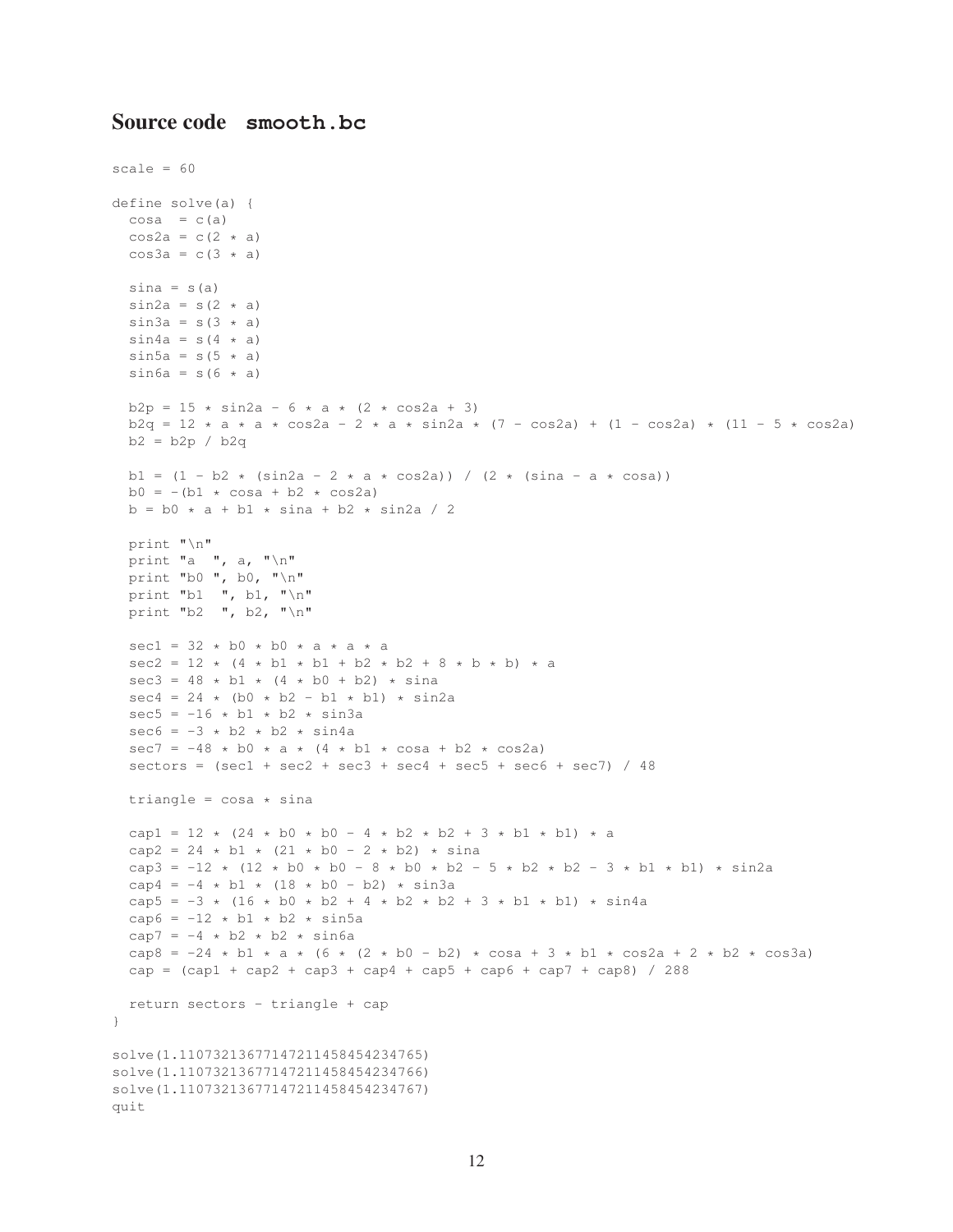## Source code smooth.bc

```
scale = 60

define solve(a) {
  cosa  = c(a)
  cos2a = c(2 * a)
  cos3a = c(3 * a)

  sina = s(a)
  sin2a = s(2 * a)
  sin3a = s(3 * a)
  sin4a = s(4 * a)
  sin5a = s(5 * a)
  sin6a = s(6 * a)

  b2p = 15 * sin2a - 6 * a * (2 * cos2a + 3)
  b2q = 12 * a * a * cos2a - 2 * a * sin2a * (7 - cos2a) + (1 - cos2a) * (11 - 5 * cos2a)
  b2 = b2p / b2q

  b1 = (1 - b2 * (sin2a - 2 * a * cos2a)) / (2 * (sina - a * cosa))
  b0 = -(b1 * cosa + b2 * cos2a)
  b = b0 * a + b1 * sina + b2 * sin2a / 2

  print "\n"
  print "a  ", a, "\n"
  print "b0 ", b0, "\n"
  print "b1  ", b1, "\n"
  print "b2  ", b2, "\n"

  sec1 = 32 * b0 * b0 * a * a * a
  sec2 = 12 * (4 * b1 * b1 + b2 * b2 + 8 * b * b) * a
  sec3 = 48 * b1 * (4 * b0 + b2) * sina
  sec4 = 24 * (b0 * b2 - b1 * b1) * sin2a
  sec5 = -16 * b1 * b2 * sin3a
  sec6 = -3 * b2 * b2 * sin4a
  sec7 = -48 * b0 * a * (4 * b1 * cosa + b2 * cos2a)
  sectors = (sec1 + sec2 + sec3 + sec4 + sec5 + sec6 + sec7) / 48

  triangle = cosa * sina

  cap1 = 12 * (24 * b0 * b0 - 4 * b2 * b2 + 3 * b1 * b1) * a
  cap2 = 24 * b1 * (21 * b0 - 2 * b2) * sina
  cap3 = -12 * (12 * b0 * b0 - 8 * b0 * b2 - 5 * b2 * b2 - 3 * b1 * b1) * sin2a
  cap4 = -4 * b1 * (18 * b0 - b2) * sin3a
  cap5 = -3 * (16 * b0 * b2 + 4 * b2 * b2 + 3 * b1 * b1) * sin4a
  cap6 = -12 * b1 * b2 * sin5a
  cap7 = -4 * b2 * b2 * sin6a
  cap8 = -24 * b1 * a * (6 * (2 * b0 - b2) * cosa + 3 * b1 * cos2a + 2 * b2 * cos3a)
  cap = (cap1 + cap2 + cap3 + cap4 + cap5 + cap6 + cap7 + cap8) / 288

  return sectors - triangle + cap
}

solve(1.107321367714721145845423476 5)
solve(1.1073213677147211458454234766)
solve(1.1073213677147211458454234767)
quit
```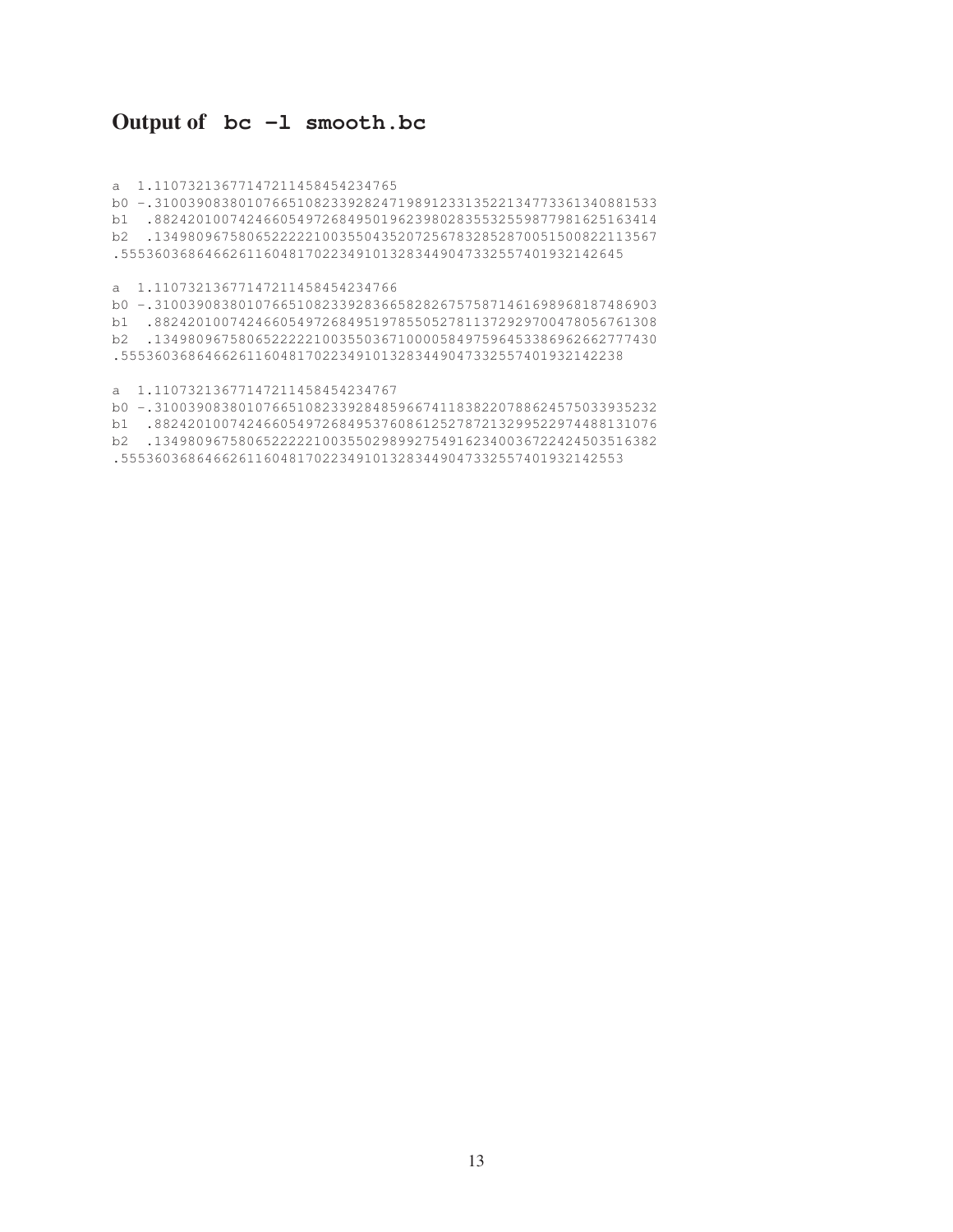## Output of `bc -l smooth.bc`

```
a  1.11073213677147211458454234765
b0 -.31003908380107665108233928247198912331352213477336134088153 3
b1  .88242010074246605497268495019623980283553255987798162516341 4
b2  .13498096758065222221003550435207256783285287005150082211356 7
.555360368646626116048170223491013283449047332557401932142645

a  1.11073213677147211458454234766
b0 -.31003908380107665108233928366582826757587146169896818748690 3
b1  .88242010074246605497268495197855052781137292970047805676130 8
b2  .13498096758065222221003550367100005849759645338696266277743 0
.555360368646626116048170223491013283449047332557401932142238

a  1.11073213677147211458454234767
b0 -.31003908380107665108233928485966741183822078862457503393523 2
b1  .88242010074246605497268495376086125278721329952297448813107 6
b2  .13498096758065222221003550298992754916234003672242450351638 2
.555360368646626116048170223491013283449047332557401932142553
```